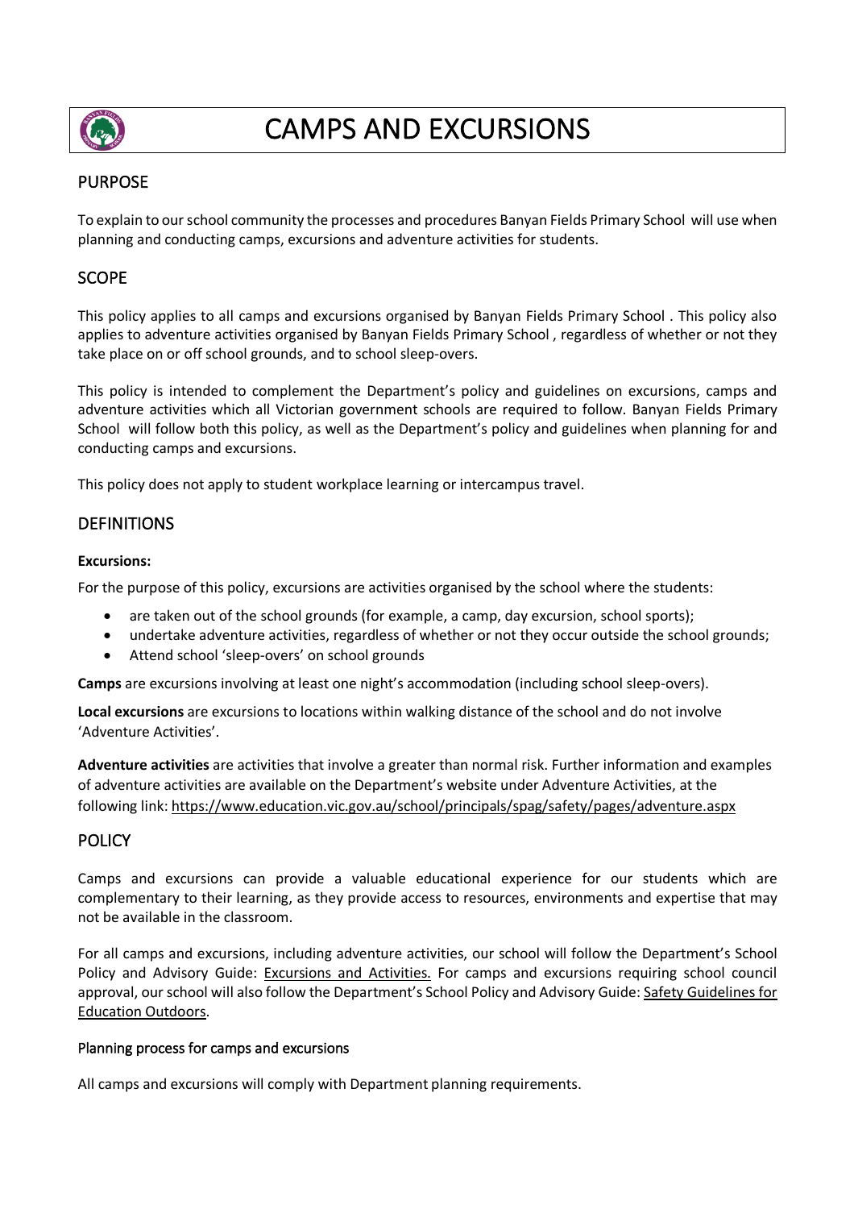# CAMPS AND EXCURSIONS

## PURPOSE

To explain to our school community the processes and procedures Banyan Fields Primary School will use when planning and conducting camps, excursions and adventure activities for students.

## SCOPE

This policy applies to all camps and excursions organised by Banyan Fields Primary School . This policy also applies to adventure activities organised by Banyan Fields Primary School , regardless of whether or not they take place on or off school grounds, and to school sleep-overs.

This policy is intended to complement the Department's policy and guidelines on excursions, camps and adventure activities which all Victorian government schools are required to follow. Banyan Fields Primary School will follow both this policy, as well as the Department's policy and guidelines when planning for and conducting camps and excursions.

This policy does not apply to student workplace learning or intercampus travel.

## DEFINITIONS

**Excursions:**

For the purpose of this policy, excursions are activities organised by the school where the students:

- are taken out of the school grounds (for example, a camp, day excursion, school sports);
- undertake adventure activities, regardless of whether or not they occur outside the school grounds;
- Attend school 'sleep-overs' on school grounds

**Camps** are excursions involving at least one night's accommodation (including school sleep-overs).

**Local excursions** are excursions to locations within walking distance of the school and do not involve 'Adventure Activities'.

**Adventure activities** are activities that involve a greater than normal risk. Further information and examples of adventure activities are available on the Department's website under Adventure Activities, at the following link: https://www.education.vic.gov.au/school/principals/spag/safety/pages/adventure.aspx

## POLICY

Camps and excursions can provide a valuable educational experience for our students which are complementary to their learning, as they provide access to resources, environments and expertise that may not be available in the classroom.

For all camps and excursions, including adventure activities, our school will follow the Department's School Policy and Advisory Guide: Excursions and Activities. For camps and excursions requiring school council approval, our school will also follow the Department's School Policy and Advisory Guide: Safety Guidelines for Education Outdoors.

### Planning process for camps and excursions

All camps and excursions will comply with Department planning requirements.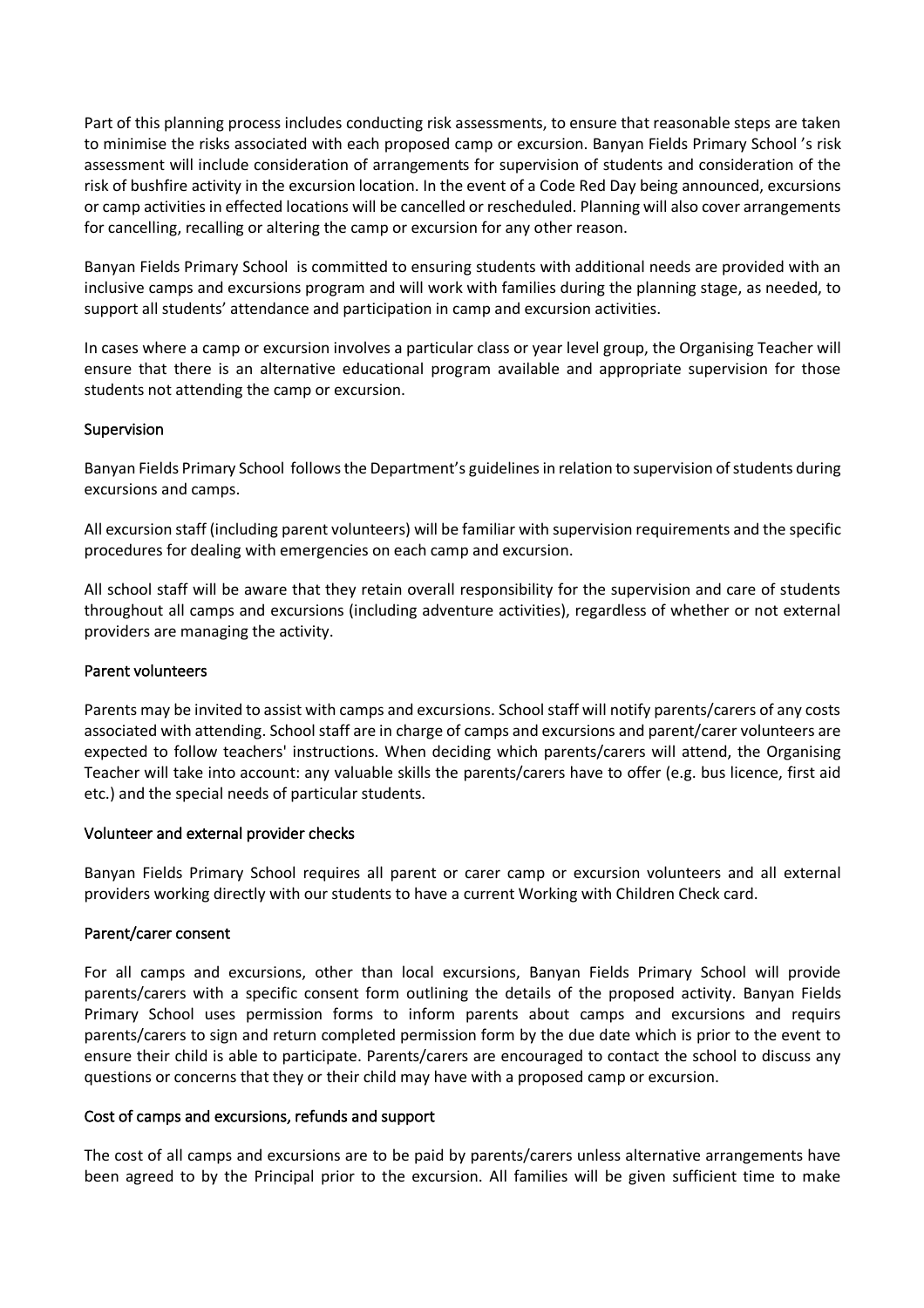Part of this planning process includes conducting risk assessments, to ensure that reasonable steps are taken to minimise the risks associated with each proposed camp or excursion. Banyan Fields Primary School 's risk assessment will include consideration of arrangements for supervision of students and consideration of the risk of bushfire activity in the excursion location. In the event of a Code Red Day being announced, excursions or camp activities in effected locations will be cancelled or rescheduled. Planning will also cover arrangements for cancelling, recalling or altering the camp or excursion for any other reason.

Banyan Fields Primary School is committed to ensuring students with additional needs are provided with an inclusive camps and excursions program and will work with families during the planning stage, as needed, to support all students' attendance and participation in camp and excursion activities.

In cases where a camp or excursion involves a particular class or year level group, the Organising Teacher will ensure that there is an alternative educational program available and appropriate supervision for those students not attending the camp or excursion.

## Supervision

Banyan Fields Primary School follows the Department's guidelines in relation to supervision of students during excursions and camps.

All excursion staff (including parent volunteers) will be familiar with supervision requirements and the specific procedures for dealing with emergencies on each camp and excursion.

All school staff will be aware that they retain overall responsibility for the supervision and care of students throughout all camps and excursions (including adventure activities), regardless of whether or not external providers are managing the activity.

## Parent volunteers

Parents may be invited to assist with camps and excursions. School staff will notify parents/carers of any costs associated with attending. School staff are in charge of camps and excursions and parent/carer volunteers are expected to follow teachers' instructions. When deciding which parents/carers will attend, the Organising Teacher will take into account: any valuable skills the parents/carers have to offer (e.g. bus licence, first aid etc.) and the special needs of particular students.

## Volunteer and external provider checks

Banyan Fields Primary School requires all parent or carer camp or excursion volunteers and all external providers working directly with our students to have a current Working with Children Check card.

## Parent/carer consent

For all camps and excursions, other than local excursions, Banyan Fields Primary School will provide parents/carers with a specific consent form outlining the details of the proposed activity. Banyan Fields Primary School uses permission forms to inform parents about camps and excursions and requirs parents/carers to sign and return completed permission form by the due date which is prior to the event to ensure their child is able to participate. Parents/carers are encouraged to contact the school to discuss any questions or concerns that they or their child may have with a proposed camp or excursion.

## Cost of camps and excursions, refunds and support

The cost of all camps and excursions are to be paid by parents/carers unless alternative arrangements have been agreed to by the Principal prior to the excursion. All families will be given sufficient time to make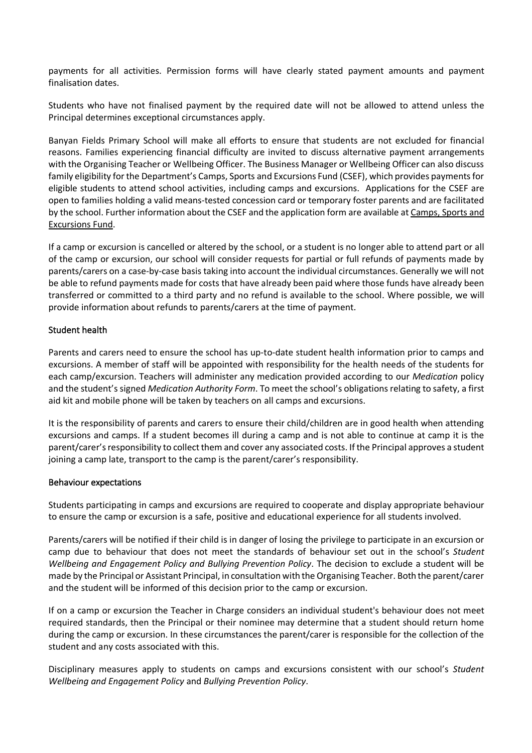payments for all activities. Permission forms will have clearly stated payment amounts and payment finalisation dates.

Students who have not finalised payment by the required date will not be allowed to attend unless the Principal determines exceptional circumstances apply.

Banyan Fields Primary School will make all efforts to ensure that students are not excluded for financial reasons. Families experiencing financial difficulty are invited to discuss alternative payment arrangements with the Organising Teacher or Wellbeing Officer. The Business Manager or Wellbeing Officer can also discuss family eligibility for the Department's Camps, Sports and Excursions Fund (CSEF), which provides payments for eligible students to attend school activities, including camps and excursions. Applications for the CSEF are open to families holding a valid means-tested concession card or temporary foster parents and are facilitated by the school. Further information about the CSEF and the application form are available at Camps, Sports and Excursions Fund.

If a camp or excursion is cancelled or altered by the school, or a student is no longer able to attend part or all of the camp or excursion, our school will consider requests for partial or full refunds of payments made by parents/carers on a case-by-case basis taking into account the individual circumstances. Generally we will not be able to refund payments made for costs that have already been paid where those funds have already been transferred or committed to a third party and no refund is available to the school. Where possible, we will provide information about refunds to parents/carers at the time of payment.

### Student health

Parents and carers need to ensure the school has up-to-date student health information prior to camps and excursions. A member of staff will be appointed with responsibility for the health needs of the students for each camp/excursion. Teachers will administer any medication provided according to our *Medication* policy and the student's signed *Medication Authority Form*. To meet the school's obligations relating to safety, a first aid kit and mobile phone will be taken by teachers on all camps and excursions.

It is the responsibility of parents and carers to ensure their child/children are in good health when attending excursions and camps. If a student becomes ill during a camp and is not able to continue at camp it is the parent/carer's responsibility to collect them and cover any associated costs. If the Principal approves a student joining a camp late, transport to the camp is the parent/carer's responsibility.

### Behaviour expectations

Students participating in camps and excursions are required to cooperate and display appropriate behaviour to ensure the camp or excursion is a safe, positive and educational experience for all students involved.

Parents/carers will be notified if their child is in danger of losing the privilege to participate in an excursion or camp due to behaviour that does not meet the standards of behaviour set out in the school's *Student Wellbeing and Engagement Policy and Bullying Prevention Policy*. The decision to exclude a student will be made by the Principal or Assistant Principal, in consultation with the Organising Teacher. Both the parent/carer and the student will be informed of this decision prior to the camp or excursion.

If on a camp or excursion the Teacher in Charge considers an individual student's behaviour does not meet required standards, then the Principal or their nominee may determine that a student should return home during the camp or excursion. In these circumstances the parent/carer is responsible for the collection of the student and any costs associated with this.

Disciplinary measures apply to students on camps and excursions consistent with our school's *Student Wellbeing and Engagement Policy* and *Bullying Prevention Policy*.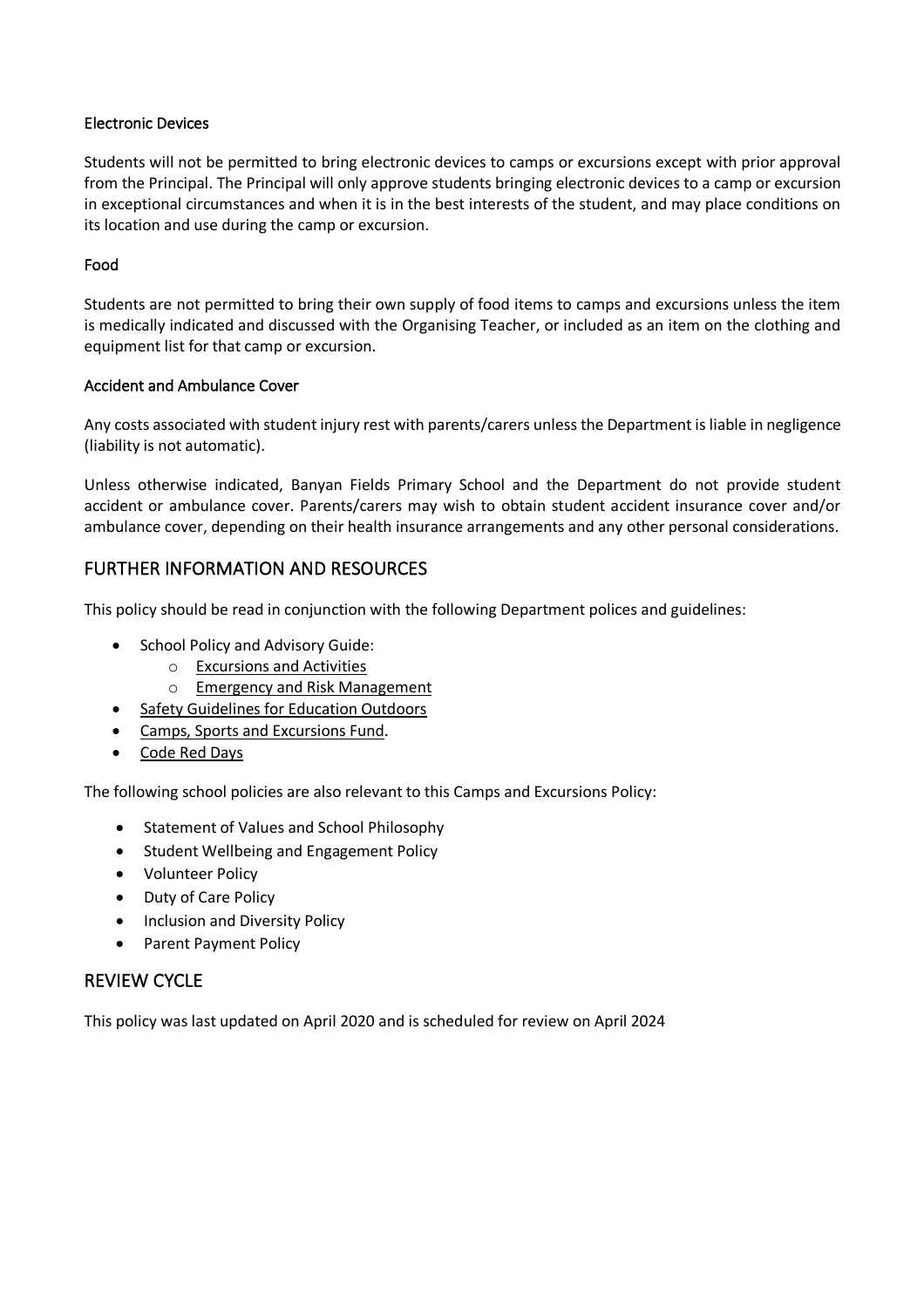### Electronic Devices

Students will not be permitted to bring electronic devices to camps or excursions except with prior approval from the Principal. The Principal will only approve students bringing electronic devices to a camp or excursion in exceptional circumstances and when it is in the best interests of the student, and may place conditions on its location and use during the camp or excursion.

### Food

Students are not permitted to bring their own supply of food items to camps and excursions unless the item is medically indicated and discussed with the Organising Teacher, or included as an item on the clothing and equipment list for that camp or excursion.

### Accident and Ambulance Cover

Any costs associated with student injury rest with parents/carers unless the Department is liable in negligence (liability is not automatic).

Unless otherwise indicated, Banyan Fields Primary School and the Department do not provide student accident or ambulance cover. Parents/carers may wish to obtain student accident insurance cover and/or ambulance cover, depending on their health insurance arrangements and any other personal considerations.

## FURTHER INFORMATION AND RESOURCES

This policy should be read in conjunction with the following Department polices and guidelines:

- School Policy and Advisory Guide:
  - Excursions and Activities
  - Emergency and Risk Management
- Safety Guidelines for Education Outdoors
- Camps, Sports and Excursions Fund.
- Code Red Days

The following school policies are also relevant to this Camps and Excursions Policy:

- Statement of Values and School Philosophy
- Student Wellbeing and Engagement Policy
- Volunteer Policy
- Duty of Care Policy
- Inclusion and Diversity Policy
- Parent Payment Policy

## REVIEW CYCLE

This policy was last updated on April 2020 and is scheduled for review on April 2024